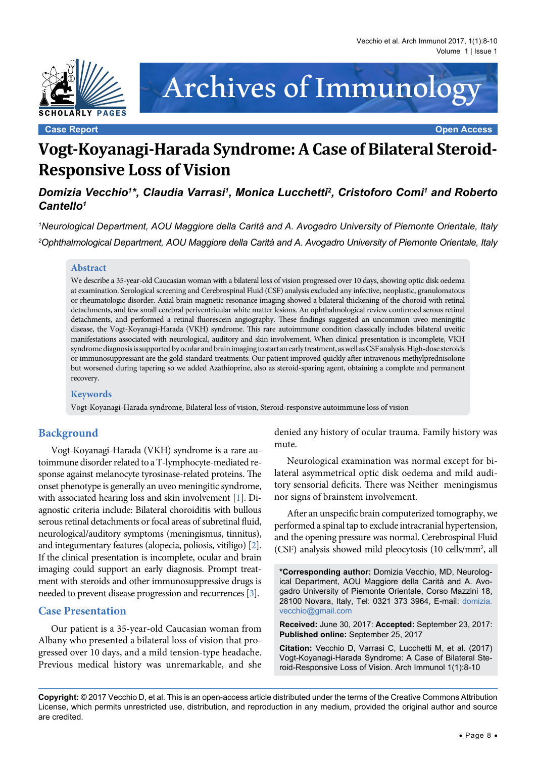Case Report | Open Access

# Vogt-Koyanagi-Harada Syndrome: A Case of Bilateral Steroid-Responsive Loss of Vision

***Domizia Vecchio[1]\*, Claudia Varrasi[1], Monica Lucchetti[2], Cristoforo Comi[1] and Roberto Cantello[1]***

*[1]Neurological Department, AOU Maggiore della Carità and A. Avogadro University of Piemonte Orientale, Italy*

*[2]Ophthalmological Department, AOU Maggiore della Carità and A. Avogadro University of Piemonte Orientale, Italy*

## Abstract

We describe a 35-year-old Caucasian woman with a bilateral loss of vision progressed over 10 days, showing optic disk oedema at examination. Serological screening and Cerebrospinal Fluid (CSF) analysis excluded any infective, neoplastic, granulomatous or rheumatologic disorder. Axial brain magnetic resonance imaging showed a bilateral thickening of the choroid with retinal detachments, and few small cerebral periventricular white matter lesions. An ophthalmological review confirmed serous retinal detachments, and performed a retinal fluorescein angiography. These findings suggested an uncommon uveo meningitic disease, the Vogt-Koyanagi-Harada (VKH) syndrome. This rare autoimmune condition classically includes bilateral uveitic manifestations associated with neurological, auditory and skin involvement. When clinical presentation is incomplete, VKH syndrome diagnosis is supported by ocular and brain imaging to start an early treatment, as well as CSF analysis. High-dose steroids or immunosuppressant are the gold-standard treatments: Our patient improved quickly after intravenous methylprednisolone but worsened during tapering so we added Azathioprine, also as steroid-sparing agent, obtaining a complete and permanent recovery.

## Keywords

Vogt-Koyanagi-Harada syndrome, Bilateral loss of vision, Steroid-responsive autoimmune loss of vision

## Background

Vogt-Koyanagi-Harada (VKH) syndrome is a rare autoimmune disorder related to a T-lymphocyte-mediated response against melanocyte tyrosinase-related proteins. The onset phenotype is generally an uveo meningitic syndrome, with associated hearing loss and skin involvement [1]. Diagnostic criteria include: Bilateral choroiditis with bullous serous retinal detachments or focal areas of subretinal fluid, neurological/auditory symptoms (meningismus, tinnitus), and integumentary features (alopecia, poliosis, vitiligo) [2]. If the clinical presentation is incomplete, ocular and brain imaging could support an early diagnosis. Prompt treatment with steroids and other immunosuppressive drugs is needed to prevent disease progression and recurrences [3].

## Case Presentation

Our patient is a 35-year-old Caucasian woman from Albany who presented a bilateral loss of vision that progressed over 10 days, and a mild tension-type headache. Previous medical history was unremarkable, and she denied any history of ocular trauma. Family history was mute.

Neurological examination was normal except for bilateral asymmetrical optic disk oedema and mild auditory sensorial deficits. There was Neither meningismus nor signs of brainstem involvement.

After an unspecific brain computerized tomography, we performed a spinal tap to exclude intracranial hypertension, and the opening pressure was normal. Cerebrospinal Fluid (CSF) analysis showed mild pleocytosis (10 cells/mm$^3$, all

**\*Corresponding author:** Domizia Vecchio, MD, Neurological Department, AOU Maggiore della Carità and A. Avogadro University of Piemonte Orientale, Corso Mazzini 18, 28100 Novara, Italy, Tel: 0321 373 3964, E-mail: domizia.vecchio@gmail.com

**Received:** June 30, 2017: **Accepted:** September 23, 2017: **Published online:** September 25, 2017

**Citation:** Vecchio D, Varrasi C, Lucchetti M, et al. (2017) Vogt-Koyanagi-Harada Syndrome: A Case of Bilateral Steroid-Responsive Loss of Vision. Arch Immunol 1(1):8-10

**Copyright:** © 2017 Vecchio D, et al. This is an open-access article distributed under the terms of the Creative Commons Attribution License, which permits unrestricted use, distribution, and reproduction in any medium, provided the original author and source are credited.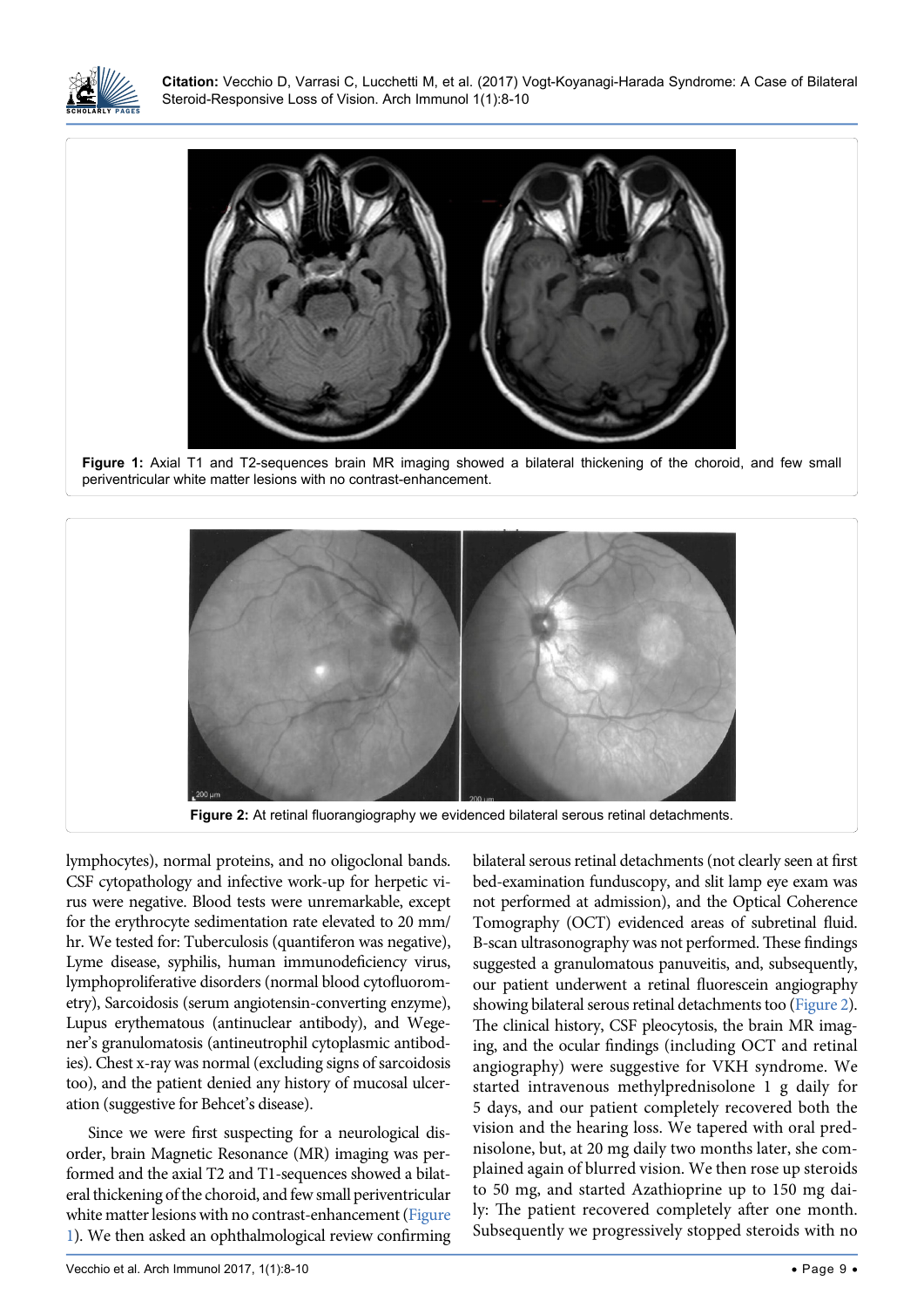Figure 1: Axial T1 and T2-sequences brain MR imaging showed a bilateral thickening of the choroid, and few small periventricular white matter lesions with no contrast-enhancement.

Figure 2: At retinal fluorangiography we evidenced bilateral serous retinal detachments.

lymphocytes), normal proteins, and no oligoclonal bands. CSF cytopathology and infective work-up for herpetic virus were negative. Blood tests were unremarkable, except for the erythrocyte sedimentation rate elevated to 20 mm/hr. We tested for: Tuberculosis (quantiferon was negative), Lyme disease, syphilis, human immunodeficiency virus, lymphoproliferative disorders (normal blood cytofluorometry), Sarcoidosis (serum angiotensin-converting enzyme), Lupus erythematous (antinuclear antibody), and Wegener's granulomatosis (antineutrophil cytoplasmic antibodies). Chest x-ray was normal (excluding signs of sarcoidosis too), and the patient denied any history of mucosal ulceration (suggestive for Behcet's disease).

Since we were first suspecting for a neurological disorder, brain Magnetic Resonance (MR) imaging was performed and the axial T2 and T1-sequences showed a bilateral thickening of the choroid, and few small periventricular white matter lesions with no contrast-enhancement (Figure 1). We then asked an ophthalmological review confirming bilateral serous retinal detachments (not clearly seen at first bed-examination funduscopy, and slit lamp eye exam was not performed at admission), and the Optical Coherence Tomography (OCT) evidenced areas of subretinal fluid. B-scan ultrasonography was not performed. These findings suggested a granulomatous panuveitis, and, subsequently, our patient underwent a retinal fluorescein angiography showing bilateral serous retinal detachments too (Figure 2). The clinical history, CSF pleocytosis, the brain MR imaging, and the ocular findings (including OCT and retinal angiography) were suggestive for VKH syndrome. We started intravenous methylprednisolone 1 g daily for 5 days, and our patient completely recovered both the vision and the hearing loss. We tapered with oral prednisolone, but, at 20 mg daily two months later, she complained again of blurred vision. We then rose up steroids to 50 mg, and started Azathioprine up to 150 mg daily: The patient recovered completely after one month. Subsequently we progressively stopped steroids with no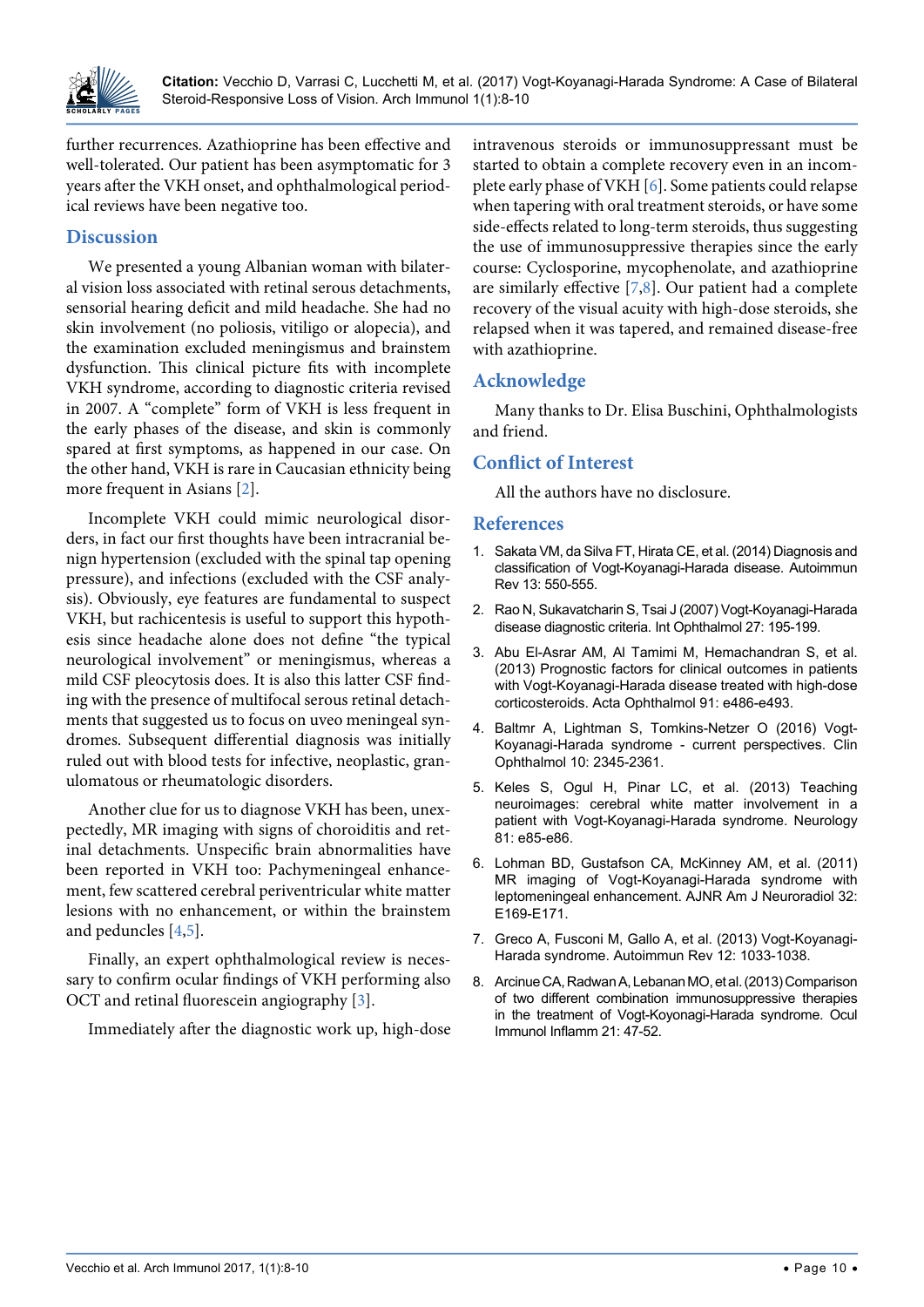further recurrences. Azathioprine has been effective and well-tolerated. Our patient has been asymptomatic for 3 years after the VKH onset, and ophthalmological periodical reviews have been negative too.

## Discussion

We presented a young Albanian woman with bilateral vision loss associated with retinal serous detachments, sensorial hearing deficit and mild headache. She had no skin involvement (no poliosis, vitiligo or alopecia), and the examination excluded meningismus and brainstem dysfunction. This clinical picture fits with incomplete VKH syndrome, according to diagnostic criteria revised in 2007. A "complete" form of VKH is less frequent in the early phases of the disease, and skin is commonly spared at first symptoms, as happened in our case. On the other hand, VKH is rare in Caucasian ethnicity being more frequent in Asians [2].

Incomplete VKH could mimic neurological disorders, in fact our first thoughts have been intracranial benign hypertension (excluded with the spinal tap opening pressure), and infections (excluded with the CSF analysis). Obviously, eye features are fundamental to suspect VKH, but rachicentesis is useful to support this hypothesis since headache alone does not define "the typical neurological involvement" or meningismus, whereas a mild CSF pleocytosis does. It is also this latter CSF finding with the presence of multifocal serous retinal detachments that suggested us to focus on uveo meningeal syndromes. Subsequent differential diagnosis was initially ruled out with blood tests for infective, neoplastic, granulomatous or rheumatologic disorders.

Another clue for us to diagnose VKH has been, unexpectedly, MR imaging with signs of choroiditis and retinal detachments. Unspecific brain abnormalities have been reported in VKH too: Pachymeningeal enhancement, few scattered cerebral periventricular white matter lesions with no enhancement, or within the brainstem and peduncles [4,5].

Finally, an expert ophthalmological review is necessary to confirm ocular findings of VKH performing also OCT and retinal fluorescein angiography [3].

Immediately after the diagnostic work up, high-dose intravenous steroids or immunosuppressant must be started to obtain a complete recovery even in an incomplete early phase of VKH [6]. Some patients could relapse when tapering with oral treatment steroids, or have some side-effects related to long-term steroids, thus suggesting the use of immunosuppressive therapies since the early course: Cyclosporine, mycophenolate, and azathioprine are similarly effective [7,8]. Our patient had a complete recovery of the visual acuity with high-dose steroids, she relapsed when it was tapered, and remained disease-free with azathioprine.

## Acknowledge

Many thanks to Dr. Elisa Buschini, Ophthalmologists and friend.

## Conflict of Interest

All the authors have no disclosure.

## References

1. Sakata VM, da Silva FT, Hirata CE, et al. (2014) Diagnosis and classification of Vogt-Koyanagi-Harada disease. Autoimmun Rev 13: 550-555.
2. Rao N, Sukavatcharin S, Tsai J (2007) Vogt-Koyanagi-Harada disease diagnostic criteria. Int Ophthalmol 27: 195-199.
3. Abu El-Asrar AM, Al Tamimi M, Hemachandran S, et al. (2013) Prognostic factors for clinical outcomes in patients with Vogt-Koyanagi-Harada disease treated with high-dose corticosteroids. Acta Ophthalmol 91: e486-e493.
4. Baltmr A, Lightman S, Tomkins-Netzer O (2016) Vogt-Koyanagi-Harada syndrome - current perspectives. Clin Ophthalmol 10: 2345-2361.
5. Keles S, Ogul H, Pinar LC, et al. (2013) Teaching neuroimages: cerebral white matter involvement in a patient with Vogt-Koyanagi-Harada syndrome. Neurology 81: e85-e86.
6. Lohman BD, Gustafson CA, McKinney AM, et al. (2011) MR imaging of Vogt-Koyanagi-Harada syndrome with leptomeningeal enhancement. AJNR Am J Neuroradiol 32: E169-E171.
7. Greco A, Fusconi M, Gallo A, et al. (2013) Vogt-Koyanagi-Harada syndrome. Autoimmun Rev 12: 1033-1038.
8. Arcinue CA, Radwan A, Lebanan MO, et al. (2013) Comparison of two different combination immunosuppressive therapies in the treatment of Vogt-Koyonagi-Harada syndrome. Ocul Immunol Inflamm 21: 47-52.